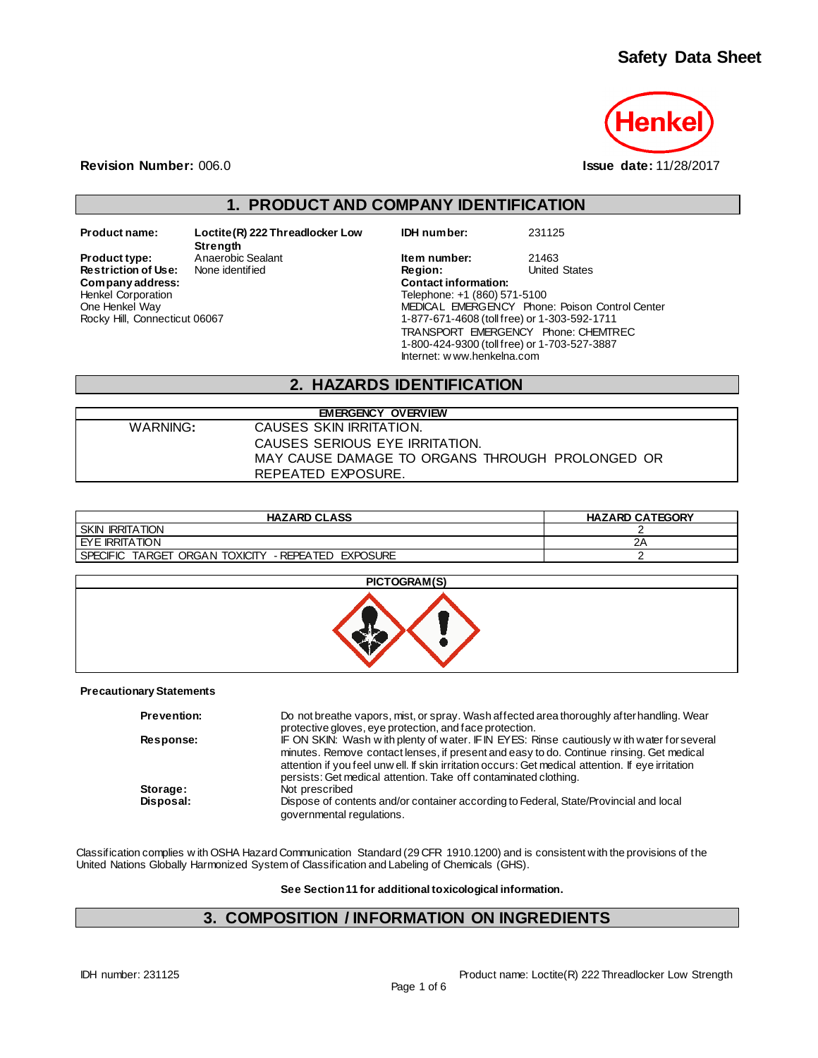# Safety Data Sheet

**Revision Number:** 006.0 **Issue date:** 11/28/2017

## 1. PRODUCT AND COMPANY IDENTIFICATION

**Product name:** Loctite(R) 222 Threadlocker Low Strength
**Product type:** Anaerobic Sealant
**Restriction of Use:** None identified
**Company address:**
Henkel Corporation
One Henkel Way
Rocky Hill, Connecticut 06067

**IDH number:** 231125
**Item number:** 21463
**Region:** United States
**Contact information:**
Telephone: +1 (860) 571-5100
MEDICAL EMERGENCY Phone: Poison Control Center
1-877-671-4608 (toll free) or 1-303-592-1711
TRANSPORT EMERGENCY Phone: CHEMTREC
1-800-424-9300 (toll free) or 1-703-527-3887
Internet: www.henkelna.com

## 2. HAZARDS IDENTIFICATION

| EMERGENCY OVERVIEW | |
|---|---|
| WARNING: | CAUSES SKIN IRRITATION.<br>CAUSES SERIOUS EYE IRRITATION.<br>MAY CAUSE DAMAGE TO ORGANS THROUGH PROLONGED OR REPEATED EXPOSURE. |

| HAZARD CLASS | HAZARD CATEGORY |
|---|---|
| SKIN IRRITATION | 2 |
| EYE IRRITATION | 2A |
| SPECIFIC TARGET ORGAN TOXICITY - REPEATED EXPOSURE | 2 |

**PICTOGRAM(S)**

**Precautionary Statements**

**Prevention:** Do not breathe vapors, mist, or spray. Wash affected area thoroughly after handling. Wear protective gloves, eye protection, and face protection.

**Response:** IF ON SKIN: Wash with plenty of water. IF IN EYES: Rinse cautiously with water for several minutes. Remove contact lenses, if present and easy to do. Continue rinsing. Get medical attention if you feel unwell. If skin irritation occurs: Get medical attention. If eye irritation persists: Get medical attention. Take off contaminated clothing.

**Storage:** Not prescribed

**Disposal:** Dispose of contents and/or container according to Federal, State/Provincial and local governmental regulations.

Classification complies with OSHA Hazard Communication Standard (29 CFR 1910.1200) and is consistent with the provisions of the United Nations Globally Harmonized System of Classification and Labeling of Chemicals (GHS).

**See Section 11 for additional toxicological information.**

## 3. COMPOSITION / INFORMATION ON INGREDIENTS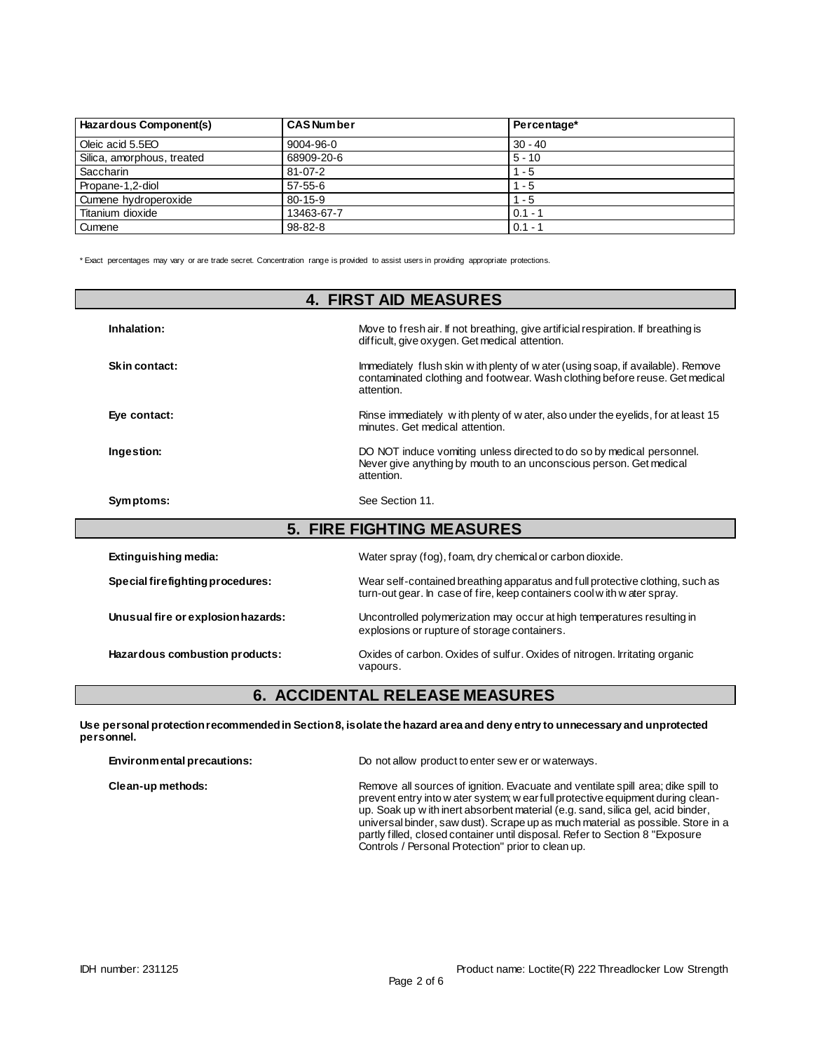| Hazardous Component(s) | CAS Number | Percentage* |
|---|---|---|
| Oleic acid 5.5EO | 9004-96-0 | 30 - 40 |
| Silica, amorphous, treated | 68909-20-6 | 5 - 10 |
| Saccharin | 81-07-2 | 1 - 5 |
| Propane-1,2-diol | 57-55-6 | 1 - 5 |
| Cumene hydroperoxide | 80-15-9 | 1 - 5 |
| Titanium dioxide | 13463-67-7 | 0.1 - 1 |
| Cumene | 98-82-8 | 0.1 - 1 |

* Exact percentages may vary or are trade secret. Concentration range is provided to assist users in providing appropriate protections.

## 4. FIRST AID MEASURES

**Inhalation:** Move to fresh air. If not breathing, give artificial respiration. If breathing is difficult, give oxygen. Get medical attention.

**Skin contact:** Immediately flush skin with plenty of water (using soap, if available). Remove contaminated clothing and footwear. Wash clothing before reuse. Get medical attention.

**Eye contact:** Rinse immediately with plenty of water, also under the eyelids, for at least 15 minutes. Get medical attention.

**Ingestion:** DO NOT induce vomiting unless directed to do so by medical personnel. Never give anything by mouth to an unconscious person. Get medical attention.

**Symptoms:** See Section 11.

## 5. FIRE FIGHTING MEASURES

**Extinguishing media:** Water spray (fog), foam, dry chemical or carbon dioxide.

**Special firefighting procedures:** Wear self-contained breathing apparatus and full protective clothing, such as turn-out gear. In case of fire, keep containers cool with water spray.

**Unusual fire or explosion hazards:** Uncontrolled polymerization may occur at high temperatures resulting in explosions or rupture of storage containers.

**Hazardous combustion products:** Oxides of carbon. Oxides of sulfur. Oxides of nitrogen. Irritating organic vapours.

## 6. ACCIDENTAL RELEASE MEASURES

**Use personal protection recommended in Section 8, isolate the hazard area and deny entry to unnecessary and unprotected personnel.**

**Environmental precautions:** Do not allow product to enter sewer or waterways.

**Clean-up methods:** Remove all sources of ignition. Evacuate and ventilate spill area; dike spill to prevent entry into water system; wear full protective equipment during clean-up. Soak up with inert absorbent material (e.g. sand, silica gel, acid binder, universal binder, saw dust). Scrape up as much material as possible. Store in a partly filled, closed container until disposal. Refer to Section 8 "Exposure Controls / Personal Protection" prior to clean up.

IDH number: 231125 Product name: Loctite(R) 222 Threadlocker Low Strength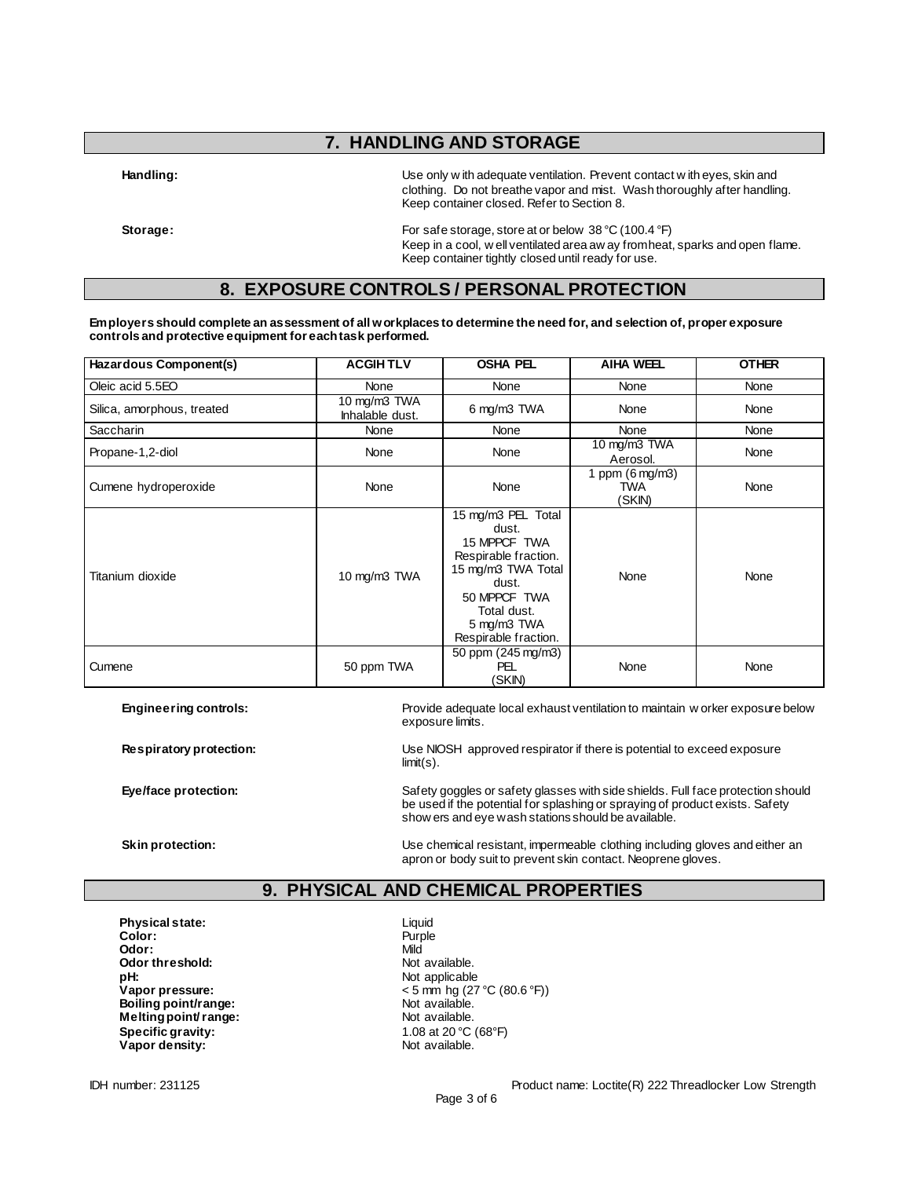## 7. HANDLING AND STORAGE

**Handling:** Use only with adequate ventilation. Prevent contact with eyes, skin and clothing. Do not breathe vapor and mist. Wash thoroughly after handling. Keep container closed. Refer to Section 8.

**Storage:** For safe storage, store at or below 38 °C (100.4 °F)
Keep in a cool, well ventilated area away from heat, sparks and open flame.
Keep container tightly closed until ready for use.

## 8. EXPOSURE CONTROLS / PERSONAL PROTECTION

**Employers should complete an assessment of all workplaces to determine the need for, and selection of, proper exposure controls and protective equipment for each task performed.**

| Hazardous Component(s) | ACGIH TLV | OSHA PEL | AIHA WEEL | OTHER |
|---|---|---|---|---|
| Oleic acid 5.5EO | None | None | None | None |
| Silica, amorphous, treated | 10 mg/m3 TWA Inhalable dust. | 6 mg/m3 TWA | None | None |
| Saccharin | None | None | None | None |
| Propane-1,2-diol | None | None | 10 mg/m3 TWA Aerosol. | None |
| Cumene hydroperoxide | None | None | 1 ppm (6 mg/m3) TWA (SKIN) | None |
| Titanium dioxide | 10 mg/m3 TWA | 15 mg/m3 PEL Total dust.<br>15 MPPCF TWA Respirable fraction.<br>15 mg/m3 TWA Total dust.<br>50 MPPCF TWA Total dust.<br>5 mg/m3 TWA Respirable fraction. | None | None |
| Cumene | 50 ppm TWA | 50 ppm (245 mg/m3) PEL (SKIN) | None | None |

**Engineering controls:** Provide adequate local exhaust ventilation to maintain worker exposure below exposure limits.

**Respiratory protection:** Use NIOSH approved respirator if there is potential to exceed exposure limit(s).

**Eye/face protection:** Safety goggles or safety glasses with side shields. Full face protection should be used if the potential for splashing or spraying of product exists. Safety showers and eye wash stations should be available.

**Skin protection:** Use chemical resistant, impermeable clothing including gloves and either an apron or body suit to prevent skin contact. Neoprene gloves.

## 9. PHYSICAL AND CHEMICAL PROPERTIES

**Physical state:** Liquid
**Color:** Purple
**Odor:** Mild
**Odor threshold:** Not available.
**pH:** Not applicable
**Vapor pressure:** < 5 mm hg (27 °C (80.6 °F))
**Boiling point/range:** Not available.
**Melting point/ range:** Not available.
**Specific gravity:** 1.08 at 20 °C (68°F)
**Vapor density:** Not available.

IDH number: 231125 Product name: Loctite(R) 222 Threadlocker Low Strength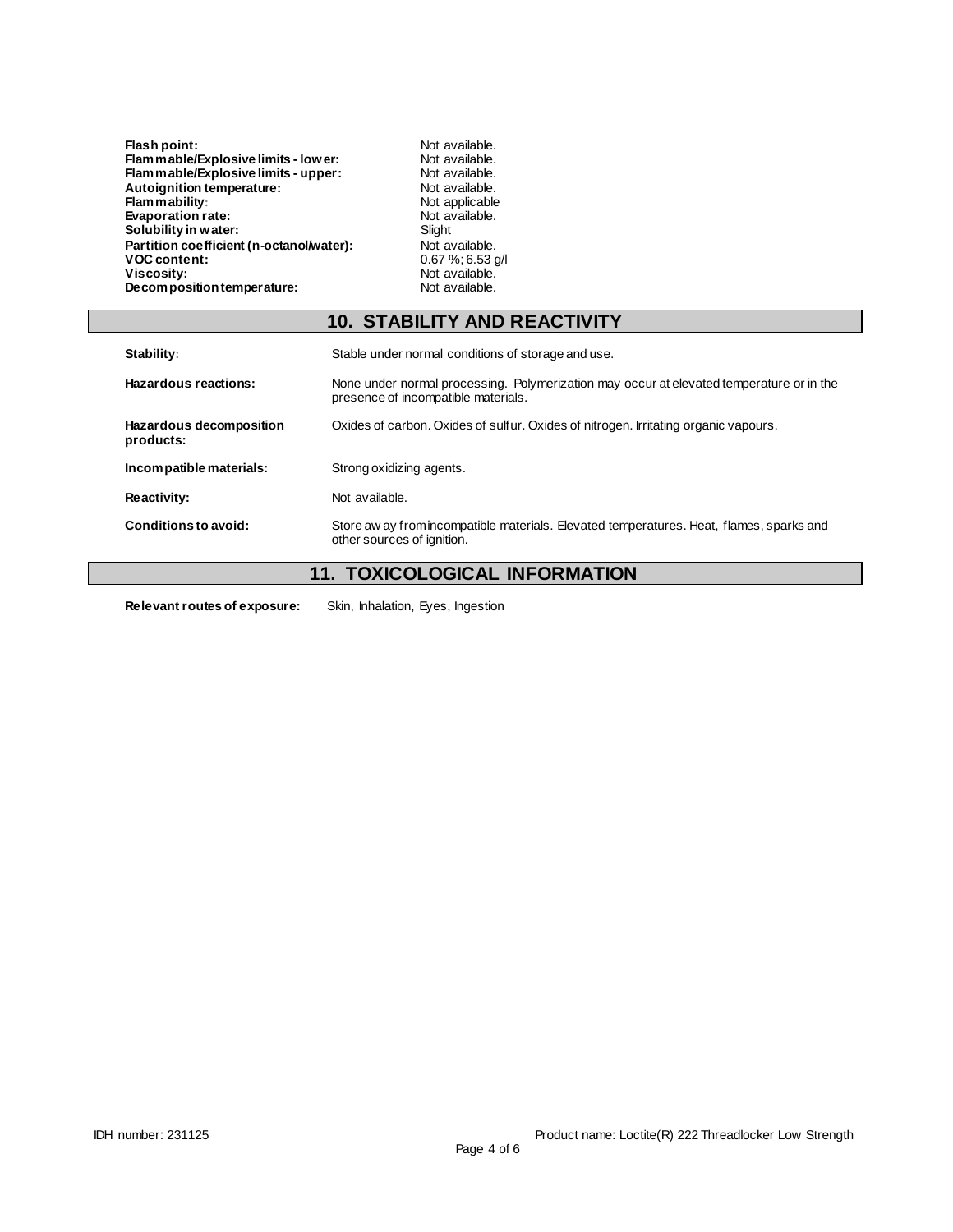| | |
|---|---|
| **Flash point:** | Not available. |
| **Flammable/Explosive limits - lower:** | Not available. |
| **Flammable/Explosive limits - upper:** | Not available. |
| **Autoignition temperature:** | Not available. |
| **Flammability:** | Not applicable |
| **Evaporation rate:** | Not available. |
| **Solubility in water:** | Slight |
| **Partition coefficient (n-octanol/water):** | Not available. |
| **VOC content:** | 0.67 %; 6.53 g/l |
| **Viscosity:** | Not available. |
| **Decomposition temperature:** | Not available. |

## 10. STABILITY AND REACTIVITY

| | |
|---|---|
| **Stability:** | Stable under normal conditions of storage and use. |
| **Hazardous reactions:** | None under normal processing. Polymerization may occur at elevated temperature or in the presence of incompatible materials. |
| **Hazardous decomposition products:** | Oxides of carbon. Oxides of sulfur. Oxides of nitrogen. Irritating organic vapours. |
| **Incompatible materials:** | Strong oxidizing agents. |
| **Reactivity:** | Not available. |
| **Conditions to avoid:** | Store away from incompatible materials. Elevated temperatures. Heat, flames, sparks and other sources of ignition. |

## 11. TOXICOLOGICAL INFORMATION

**Relevant routes of exposure:** Skin, Inhalation, Eyes, Ingestion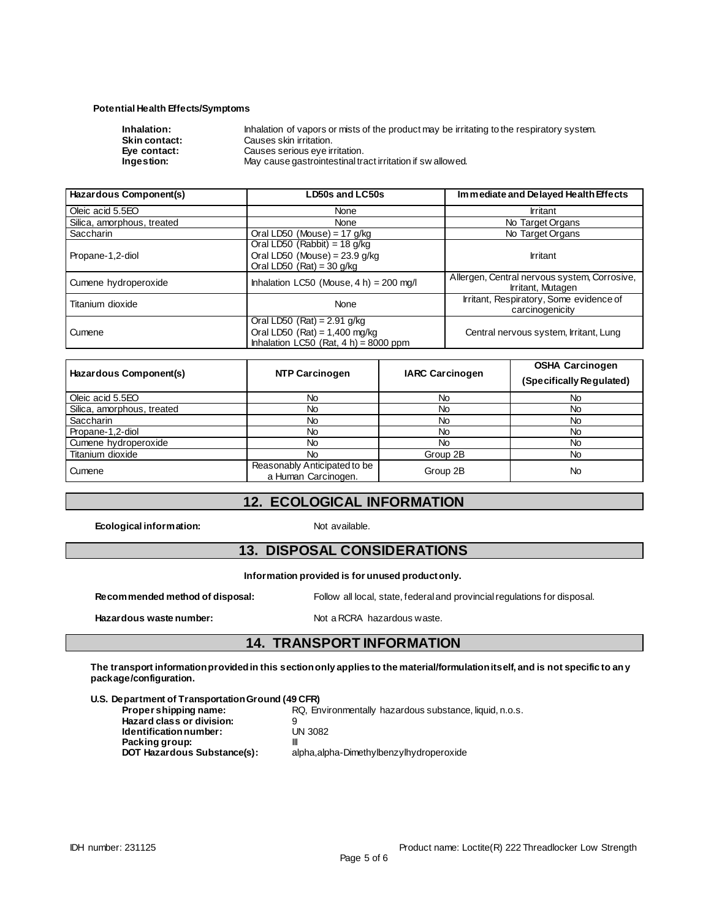**Potential Health Effects/Symptoms**

**Inhalation:** Inhalation of vapors or mists of the product may be irritating to the respiratory system.
**Skin contact:** Causes skin irritation.
**Eye contact:** Causes serious eye irritation.
**Ingestion:** May cause gastrointestinal tract irritation if swallowed.

| Hazardous Component(s) | LD50s and LC50s | Immediate and Delayed Health Effects |
|---|---|---|
| Oleic acid 5.5EO | None | Irritant |
| Silica, amorphous, treated | None | No Target Organs |
| Saccharin | Oral LD50 (Mouse) = 17 g/kg | No Target Organs |
| Propane-1,2-diol | Oral LD50 (Rabbit) = 18 g/kg<br>Oral LD50 (Mouse) = 23.9 g/kg<br>Oral LD50 (Rat) = 30 g/kg | Irritant |
| Cumene hydroperoxide | Inhalation LC50 (Mouse, 4 h) = 200 mg/l | Allergen, Central nervous system, Corrosive, Irritant, Mutagen |
| Titanium dioxide | None | Irritant, Respiratory, Some evidence of carcinogenicity |
| Cumene | Oral LD50 (Rat) = 2.91 g/kg<br>Oral LD50 (Rat) = 1,400 mg/kg<br>Inhalation LC50 (Rat, 4 h) = 8000 ppm | Central nervous system, Irritant, Lung |

| Hazardous Component(s) | NTP Carcinogen | IARC Carcinogen | OSHA Carcinogen (Specifically Regulated) |
|---|---|---|---|
| Oleic acid 5.5EO | No | No | No |
| Silica, amorphous, treated | No | No | No |
| Saccharin | No | No | No |
| Propane-1,2-diol | No | No | No |
| Cumene hydroperoxide | No | No | No |
| Titanium dioxide | No | Group 2B | No |
| Cumene | Reasonably Anticipated to be a Human Carcinogen. | Group 2B | No |

## 12. ECOLOGICAL INFORMATION

**Ecological information:** Not available.

## 13. DISPOSAL CONSIDERATIONS

**Information provided is for unused product only.**

**Recommended method of disposal:** Follow all local, state, federal and provincial regulations for disposal.

**Hazardous waste number:** Not a RCRA hazardous waste.

## 14. TRANSPORT INFORMATION

**The transport information provided in this section only applies to the material/formulation itself, and is not specific to any package/configuration.**

**U.S. Department of Transportation Ground (49 CFR)**

**Proper shipping name:** RQ, Environmentally hazardous substance, liquid, n.o.s.
**Hazard class or division:** 9
**Identification number:** UN 3082
**Packing group:** III
**DOT Hazardous Substance(s):** alpha,alpha-Dimethylbenzylhydroperoxide

IDH number: 231125 Product name: Loctite(R) 222 Threadlocker Low Strength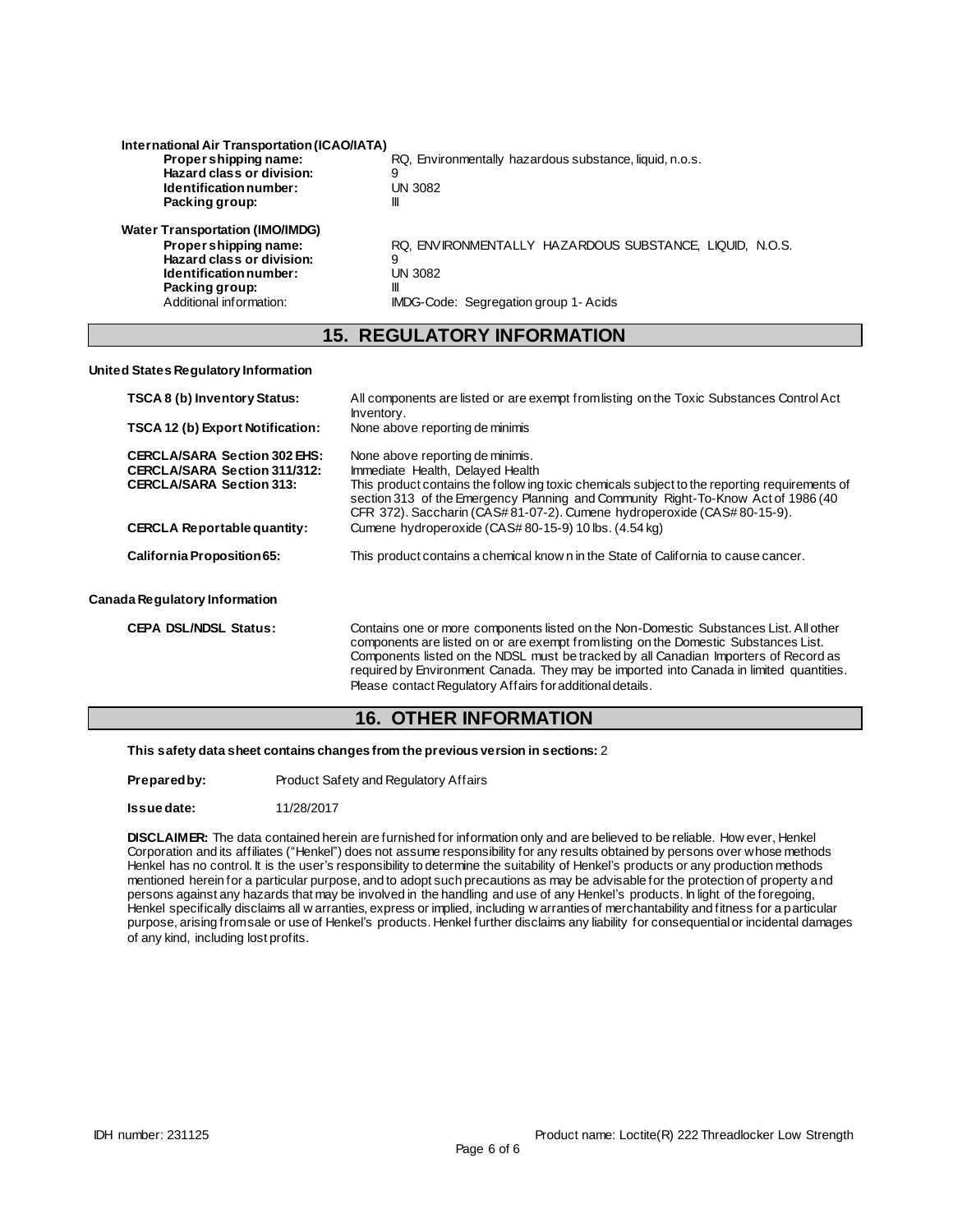**International Air Transportation (ICAO/IATA)**

| | |
|---|---|
| **Proper shipping name:** | RQ, Environmentally hazardous substance, liquid, n.o.s. |
| **Hazard class or division:** | 9 |
| **Identification number:** | UN 3082 |
| **Packing group:** | III |

**Water Transportation (IMO/IMDG)**

| | |
|---|---|
| **Proper shipping name:** | RQ, ENVIRONMENTALLY HAZARDOUS SUBSTANCE, LIQUID, N.O.S. |
| **Hazard class or division:** | 9 |
| **Identification number:** | UN 3082 |
| **Packing group:** | III |
| Additional information: | IMDG-Code: Segregation group 1- Acids |

## 15. REGULATORY INFORMATION

**United States Regulatory Information**

| | |
|---|---|
| **TSCA 8 (b) Inventory Status:** | All components are listed or are exempt from listing on the Toxic Substances Control Act Inventory. |
| **TSCA 12 (b) Export Notification:** | None above reporting de minimis |
| **CERCLA/SARA Section 302 EHS:** | None above reporting de minimis. |
| **CERCLA/SARA Section 311/312:** | Immediate Health, Delayed Health |
| **CERCLA/SARA Section 313:** | This product contains the following toxic chemicals subject to the reporting requirements of section 313 of the Emergency Planning and Community Right-To-Know Act of 1986 (40 CFR 372). Saccharin (CAS# 81-07-2). Cumene hydroperoxide (CAS# 80-15-9). |
| **CERCLA Reportable quantity:** | Cumene hydroperoxide (CAS# 80-15-9) 10 lbs. (4.54 kg) |
| **California Proposition 65:** | This product contains a chemical known in the State of California to cause cancer. |

**Canada Regulatory Information**

| | |
|---|---|
| **CEPA DSL/NDSL Status:** | Contains one or more components listed on the Non-Domestic Substances List. All other components are listed on or are exempt from listing on the Domestic Substances List. Components listed on the NDSL must be tracked by all Canadian Importers of Record as required by Environment Canada. They may be imported into Canada in limited quantities. Please contact Regulatory Affairs for additional details. |

## 16. OTHER INFORMATION

**This safety data sheet contains changes from the previous version in sections:** 2

**Prepared by:** Product Safety and Regulatory Affairs

**Issue date:** 11/28/2017

**DISCLAIMER:** The data contained herein are furnished for information only and are believed to be reliable. However, Henkel Corporation and its affiliates ("Henkel") does not assume responsibility for any results obtained by persons over whose methods Henkel has no control. It is the user's responsibility to determine the suitability of Henkel's products or any production methods mentioned herein for a particular purpose, and to adopt such precautions as may be advisable for the protection of property and persons against any hazards that may be involved in the handling and use of any Henkel's products. In light of the foregoing, Henkel specifically disclaims all warranties, express or implied, including warranties of merchantability and fitness for a particular purpose, arising from sale or use of Henkel's products. Henkel further disclaims any liability for consequential or incidental damages of any kind, including lost profits.

IDH number: 231125 Product name: Loctite(R) 222 Threadlocker Low Strength